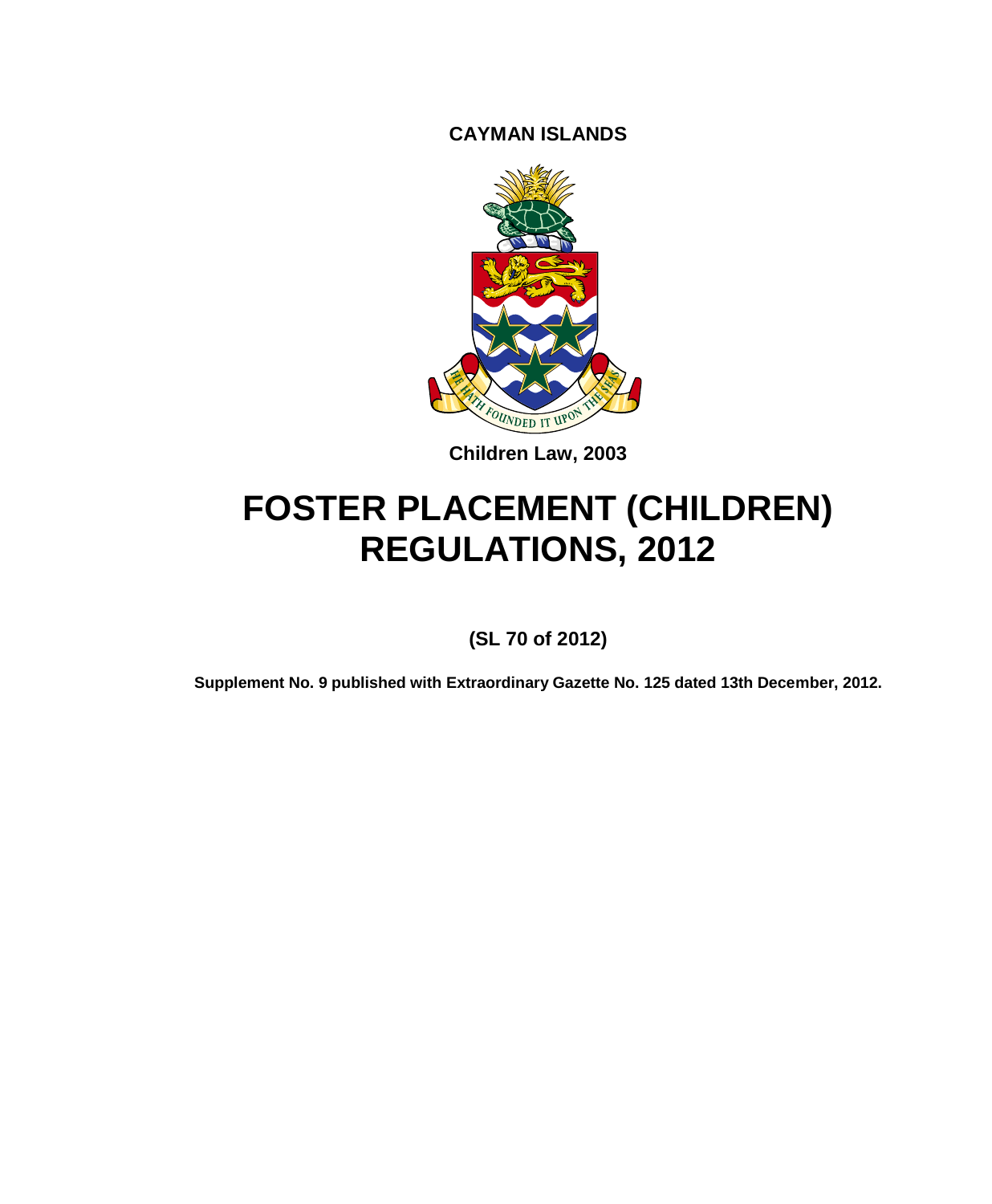**CAYMAN ISLANDS**

**Children Law, 2003**

# FOSTER PLACEMENT (CHILDREN) REGULATIONS, 2012

**(SL 70 of 2012)**

**Supplement No. 9 published with Extraordinary Gazette No. 125 dated 13th December, 2012.**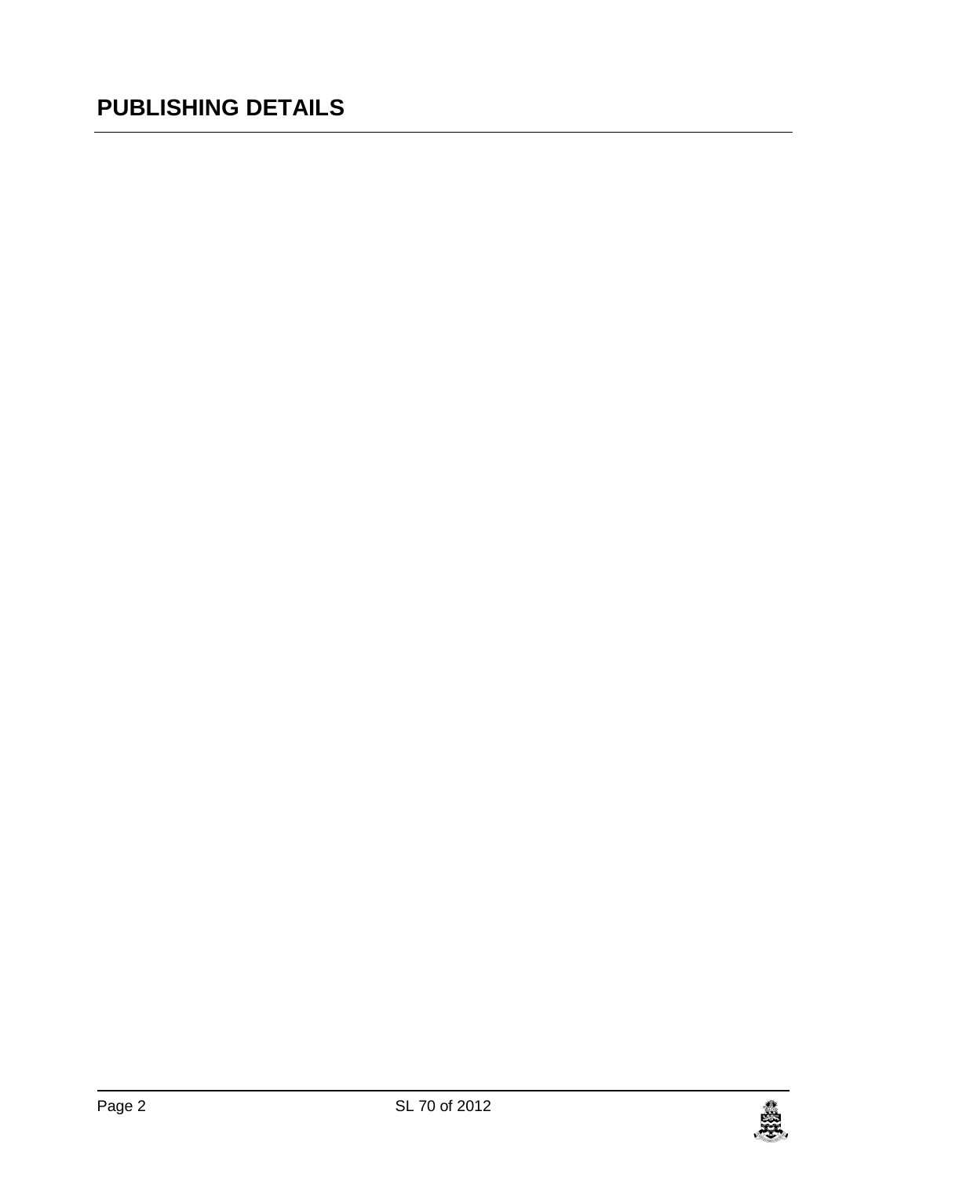## PUBLISHING DETAILS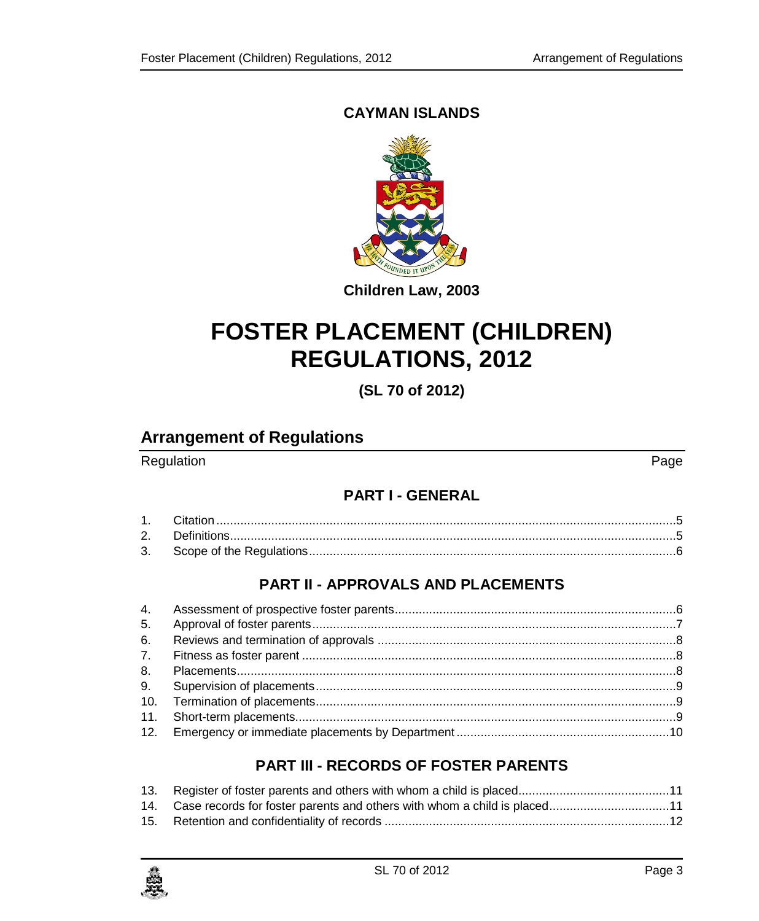**CAYMAN ISLANDS**

**Children Law, 2003**

# FOSTER PLACEMENT (CHILDREN) REGULATIONS, 2012

**(SL 70 of 2012)**

## Arrangement of Regulations

| Regulation | | Page |
|---|---|---|
| | **PART I - GENERAL** | |
| 1. | Citation | 5 |
| 2. | Definitions | 5 |
| 3. | Scope of the Regulations | 6 |
| | **PART II - APPROVALS AND PLACEMENTS** | |
| 4. | Assessment of prospective foster parents | 6 |
| 5. | Approval of foster parents | 7 |
| 6. | Reviews and termination of approvals | 8 |
| 7. | Fitness as foster parent | 8 |
| 8. | Placements | 8 |
| 9. | Supervision of placements | 9 |
| 10. | Termination of placements | 9 |
| 11. | Short-term placements | 9 |
| 12. | Emergency or immediate placements by Department | 10 |
| | **PART III - RECORDS OF FOSTER PARENTS** | |
| 13. | Register of foster parents and others with whom a child is placed | 11 |
| 14. | Case records for foster parents and others with whom a child is placed | 11 |
| 15. | Retention and confidentiality of records | 12 |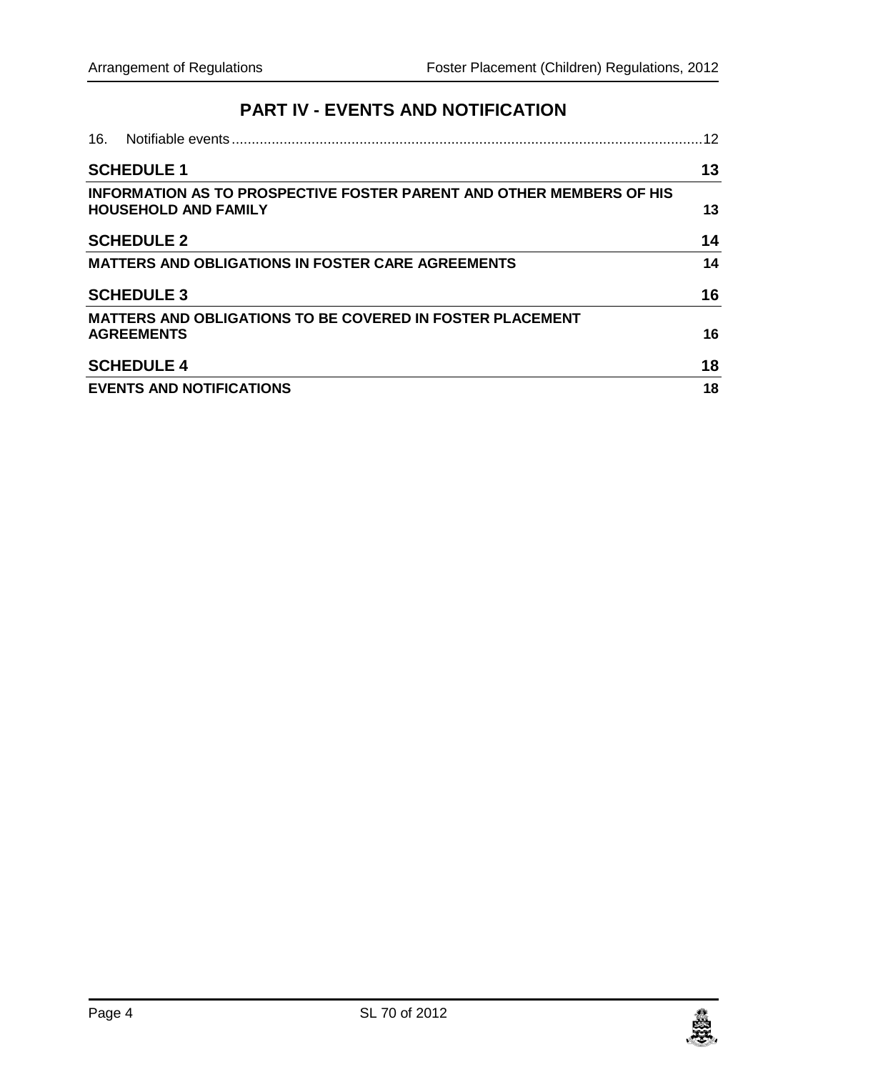## PART IV - EVENTS AND NOTIFICATION

16. Notifiable events ........................................................................................................12

**SCHEDULE 1** **13**

**INFORMATION AS TO PROSPECTIVE FOSTER PARENT AND OTHER MEMBERS OF HIS HOUSEHOLD AND FAMILY** **13**

**SCHEDULE 2** **14**

**MATTERS AND OBLIGATIONS IN FOSTER CARE AGREEMENTS** **14**

**SCHEDULE 3** **16**

**MATTERS AND OBLIGATIONS TO BE COVERED IN FOSTER PLACEMENT AGREEMENTS** **16**

**SCHEDULE 4** **18**

**EVENTS AND NOTIFICATIONS** **18**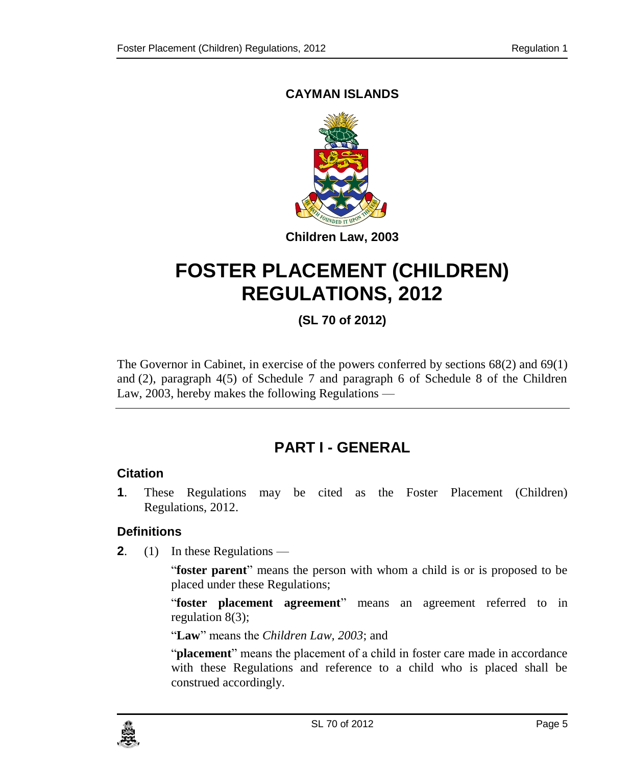**CAYMAN ISLANDS**

**Children Law, 2003**

# FOSTER PLACEMENT (CHILDREN) REGULATIONS, 2012

**(SL 70 of 2012)**

The Governor in Cabinet, in exercise of the powers conferred by sections 68(2) and 69(1) and (2), paragraph 4(5) of Schedule 7 and paragraph 6 of Schedule 8 of the Children Law, 2003, hereby makes the following Regulations —

## PART I - GENERAL

### Citation

**1**. These Regulations may be cited as the Foster Placement (Children) Regulations, 2012.

### Definitions

**2**. (1) In these Regulations —

"**foster parent**" means the person with whom a child is or is proposed to be placed under these Regulations;

"**foster placement agreement**" means an agreement referred to in regulation 8(3);

"**Law**" means the *Children Law, 2003*; and

"**placement**" means the placement of a child in foster care made in accordance with these Regulations and reference to a child who is placed shall be construed accordingly.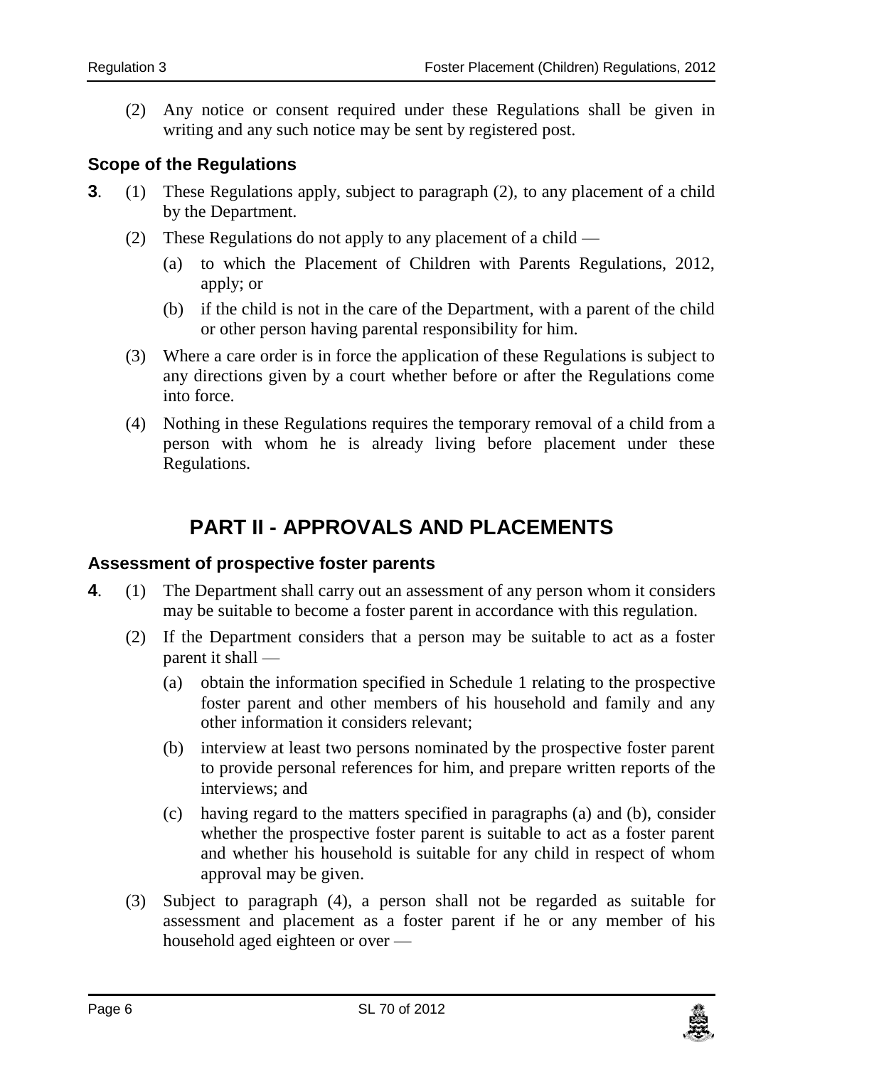(2) Any notice or consent required under these Regulations shall be given in writing and any such notice may be sent by registered post.

### Scope of the Regulations

**3**. (1) These Regulations apply, subject to paragraph (2), to any placement of a child by the Department.

(2) These Regulations do not apply to any placement of a child —

(a) to which the Placement of Children with Parents Regulations, 2012, apply; or

(b) if the child is not in the care of the Department, with a parent of the child or other person having parental responsibility for him.

(3) Where a care order is in force the application of these Regulations is subject to any directions given by a court whether before or after the Regulations come into force.

(4) Nothing in these Regulations requires the temporary removal of a child from a person with whom he is already living before placement under these Regulations.

## PART II - APPROVALS AND PLACEMENTS

### Assessment of prospective foster parents

**4**. (1) The Department shall carry out an assessment of any person whom it considers may be suitable to become a foster parent in accordance with this regulation.

(2) If the Department considers that a person may be suitable to act as a foster parent it shall —

(a) obtain the information specified in Schedule 1 relating to the prospective foster parent and other members of his household and family and any other information it considers relevant;

(b) interview at least two persons nominated by the prospective foster parent to provide personal references for him, and prepare written reports of the interviews; and

(c) having regard to the matters specified in paragraphs (a) and (b), consider whether the prospective foster parent is suitable to act as a foster parent and whether his household is suitable for any child in respect of whom approval may be given.

(3) Subject to paragraph (4), a person shall not be regarded as suitable for assessment and placement as a foster parent if he or any member of his household aged eighteen or over —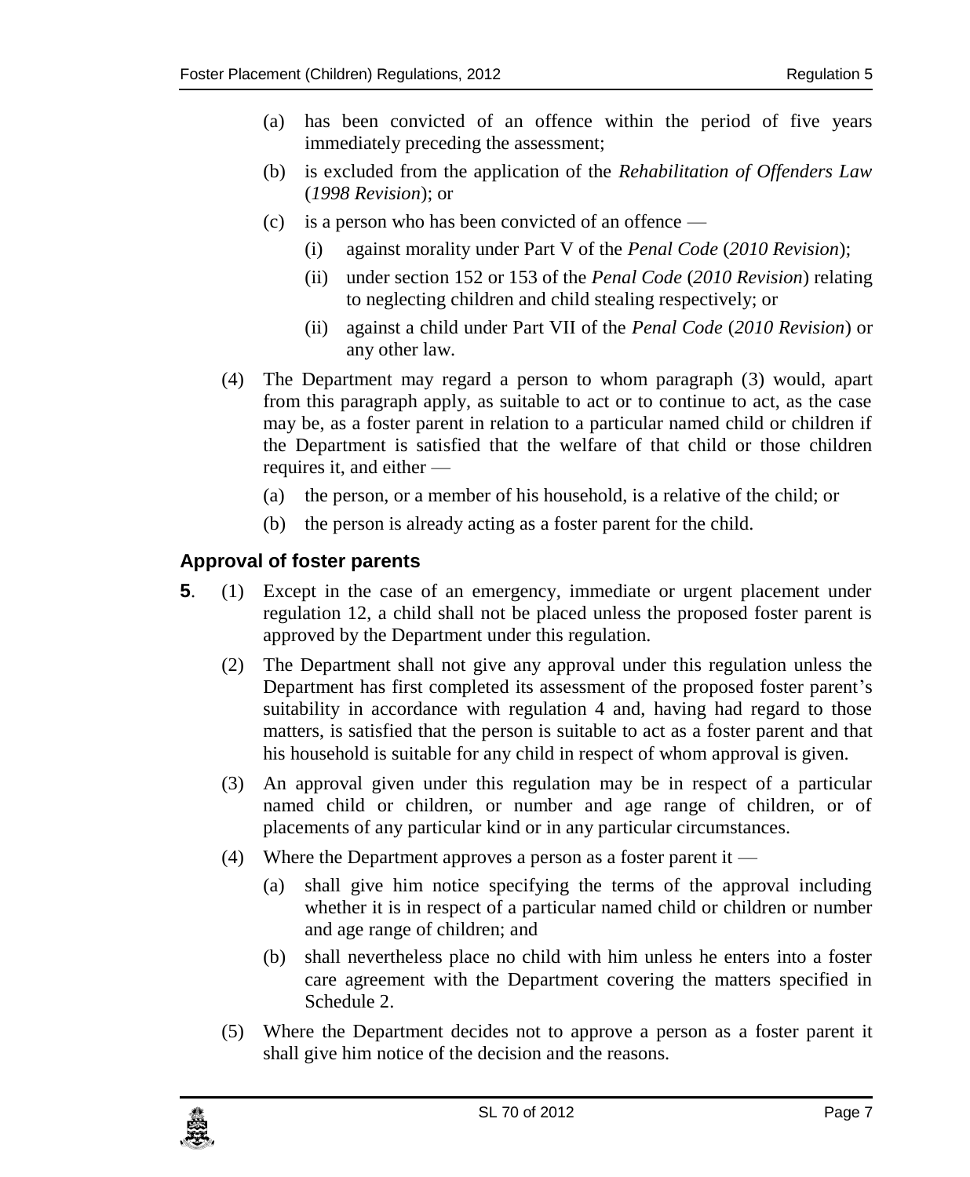(a) has been convicted of an offence within the period of five years immediately preceding the assessment;

(b) is excluded from the application of the *Rehabilitation of Offenders Law* (*1998 Revision*); or

(c) is a person who has been convicted of an offence —

  (i) against morality under Part V of the *Penal Code* (*2010 Revision*);

  (ii) under section 152 or 153 of the *Penal Code* (*2010 Revision*) relating to neglecting children and child stealing respectively; or

  (ii) against a child under Part VII of the *Penal Code* (*2010 Revision*) or any other law.

(4) The Department may regard a person to whom paragraph (3) would, apart from this paragraph apply, as suitable to act or to continue to act, as the case may be, as a foster parent in relation to a particular named child or children if the Department is satisfied that the welfare of that child or those children requires it, and either —

(a) the person, or a member of his household, is a relative of the child; or

(b) the person is already acting as a foster parent for the child.

### Approval of foster parents

**5**. (1) Except in the case of an emergency, immediate or urgent placement under regulation 12, a child shall not be placed unless the proposed foster parent is approved by the Department under this regulation.

(2) The Department shall not give any approval under this regulation unless the Department has first completed its assessment of the proposed foster parent's suitability in accordance with regulation 4 and, having had regard to those matters, is satisfied that the person is suitable to act as a foster parent and that his household is suitable for any child in respect of whom approval is given.

(3) An approval given under this regulation may be in respect of a particular named child or children, or number and age range of children, or of placements of any particular kind or in any particular circumstances.

(4) Where the Department approves a person as a foster parent it —

(a) shall give him notice specifying the terms of the approval including whether it is in respect of a particular named child or children or number and age range of children; and

(b) shall nevertheless place no child with him unless he enters into a foster care agreement with the Department covering the matters specified in Schedule 2.

(5) Where the Department decides not to approve a person as a foster parent it shall give him notice of the decision and the reasons.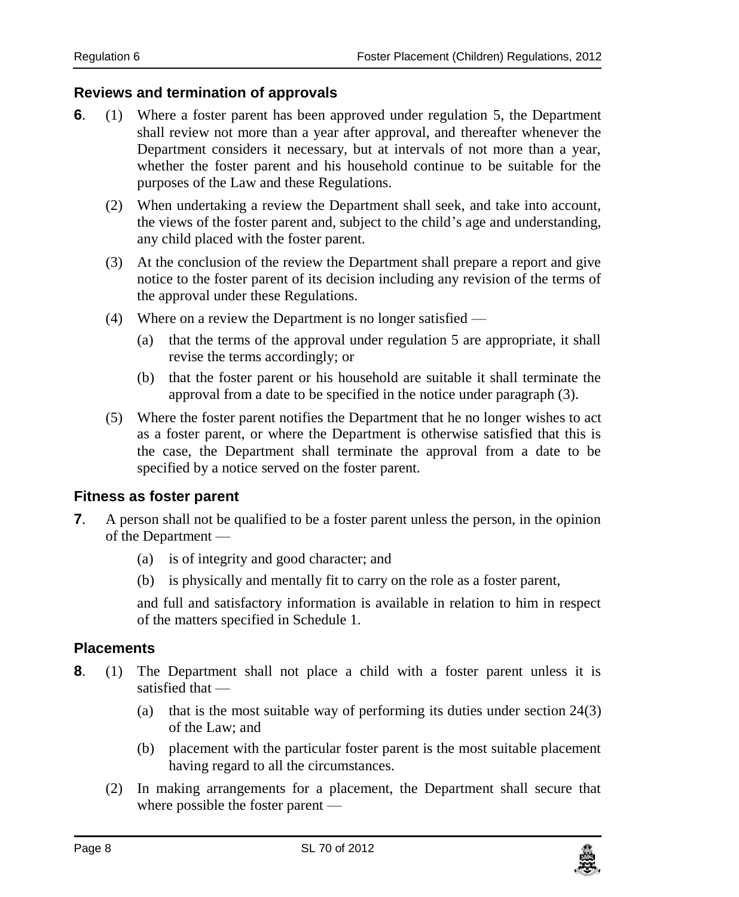### Reviews and termination of approvals

**6**. (1) Where a foster parent has been approved under regulation 5, the Department shall review not more than a year after approval, and thereafter whenever the Department considers it necessary, but at intervals of not more than a year, whether the foster parent and his household continue to be suitable for the purposes of the Law and these Regulations.

(2) When undertaking a review the Department shall seek, and take into account, the views of the foster parent and, subject to the child's age and understanding, any child placed with the foster parent.

(3) At the conclusion of the review the Department shall prepare a report and give notice to the foster parent of its decision including any revision of the terms of the approval under these Regulations.

(4) Where on a review the Department is no longer satisfied —

(a) that the terms of the approval under regulation 5 are appropriate, it shall revise the terms accordingly; or

(b) that the foster parent or his household are suitable it shall terminate the approval from a date to be specified in the notice under paragraph (3).

(5) Where the foster parent notifies the Department that he no longer wishes to act as a foster parent, or where the Department is otherwise satisfied that this is the case, the Department shall terminate the approval from a date to be specified by a notice served on the foster parent.

### Fitness as foster parent

**7**. A person shall not be qualified to be a foster parent unless the person, in the opinion of the Department —

(a) is of integrity and good character; and

(b) is physically and mentally fit to carry on the role as a foster parent,

and full and satisfactory information is available in relation to him in respect of the matters specified in Schedule 1.

### Placements

**8**. (1) The Department shall not place a child with a foster parent unless it is satisfied that —

(a) that is the most suitable way of performing its duties under section 24(3) of the Law; and

(b) placement with the particular foster parent is the most suitable placement having regard to all the circumstances.

(2) In making arrangements for a placement, the Department shall secure that where possible the foster parent —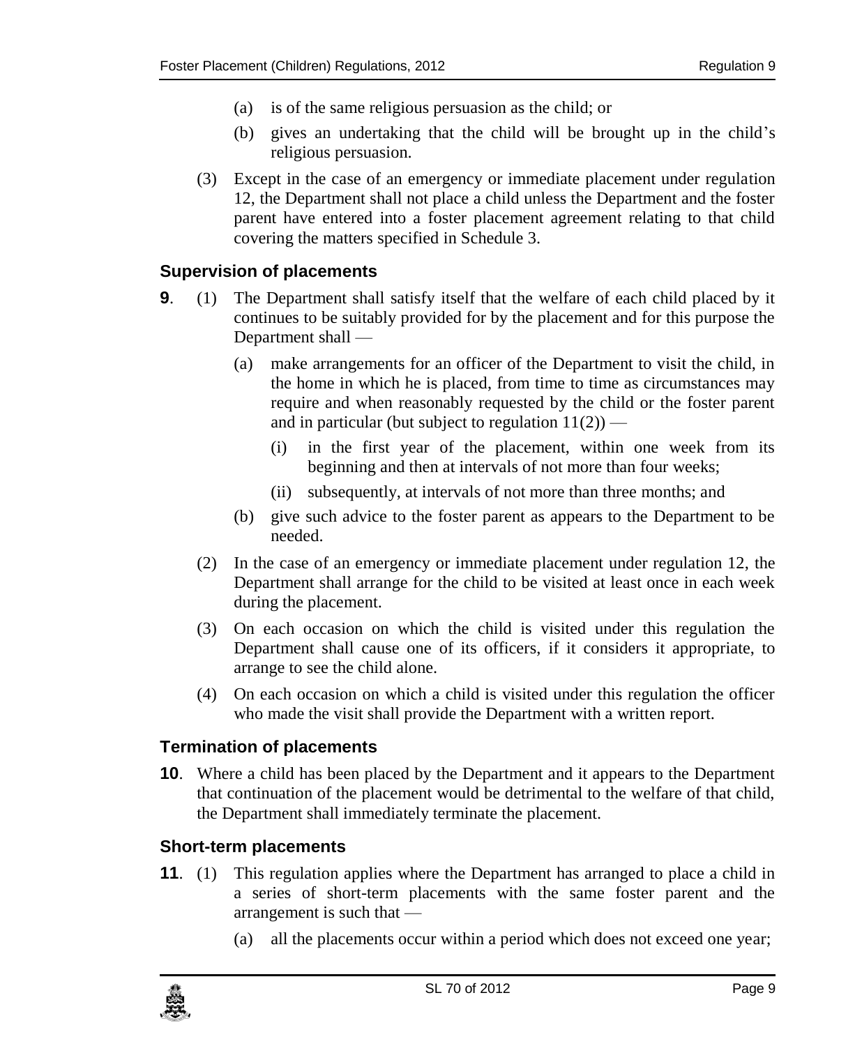(a) is of the same religious persuasion as the child; or

(b) gives an undertaking that the child will be brought up in the child's religious persuasion.

(3) Except in the case of an emergency or immediate placement under regulation 12, the Department shall not place a child unless the Department and the foster parent have entered into a foster placement agreement relating to that child covering the matters specified in Schedule 3.

### Supervision of placements

**9**. (1) The Department shall satisfy itself that the welfare of each child placed by it continues to be suitably provided for by the placement and for this purpose the Department shall —

(a) make arrangements for an officer of the Department to visit the child, in the home in which he is placed, from time to time as circumstances may require and when reasonably requested by the child or the foster parent and in particular (but subject to regulation 11(2)) —

(i) in the first year of the placement, within one week from its beginning and then at intervals of not more than four weeks;

(ii) subsequently, at intervals of not more than three months; and

(b) give such advice to the foster parent as appears to the Department to be needed.

(2) In the case of an emergency or immediate placement under regulation 12, the Department shall arrange for the child to be visited at least once in each week during the placement.

(3) On each occasion on which the child is visited under this regulation the Department shall cause one of its officers, if it considers it appropriate, to arrange to see the child alone.

(4) On each occasion on which a child is visited under this regulation the officer who made the visit shall provide the Department with a written report.

### Termination of placements

**10**. Where a child has been placed by the Department and it appears to the Department that continuation of the placement would be detrimental to the welfare of that child, the Department shall immediately terminate the placement.

### Short-term placements

**11**. (1) This regulation applies where the Department has arranged to place a child in a series of short-term placements with the same foster parent and the arrangement is such that —

(a) all the placements occur within a period which does not exceed one year;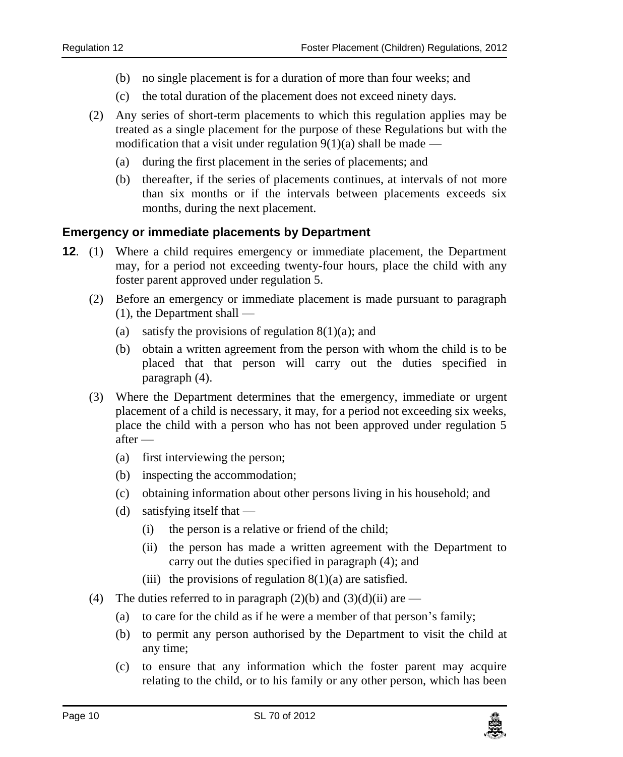(b) no single placement is for a duration of more than four weeks; and

(c) the total duration of the placement does not exceed ninety days.

(2) Any series of short-term placements to which this regulation applies may be treated as a single placement for the purpose of these Regulations but with the modification that a visit under regulation 9(1)(a) shall be made —

(a) during the first placement in the series of placements; and

(b) thereafter, if the series of placements continues, at intervals of not more than six months or if the intervals between placements exceeds six months, during the next placement.

### Emergency or immediate placements by Department

**12**. (1) Where a child requires emergency or immediate placement, the Department may, for a period not exceeding twenty-four hours, place the child with any foster parent approved under regulation 5.

(2) Before an emergency or immediate placement is made pursuant to paragraph (1), the Department shall —

(a) satisfy the provisions of regulation 8(1)(a); and

(b) obtain a written agreement from the person with whom the child is to be placed that that person will carry out the duties specified in paragraph (4).

(3) Where the Department determines that the emergency, immediate or urgent placement of a child is necessary, it may, for a period not exceeding six weeks, place the child with a person who has not been approved under regulation 5 after —

(a) first interviewing the person;

(b) inspecting the accommodation;

(c) obtaining information about other persons living in his household; and

(d) satisfying itself that —

(i) the person is a relative or friend of the child;

(ii) the person has made a written agreement with the Department to carry out the duties specified in paragraph (4); and

(iii) the provisions of regulation 8(1)(a) are satisfied.

(4) The duties referred to in paragraph (2)(b) and (3)(d)(ii) are —

(a) to care for the child as if he were a member of that person's family;

(b) to permit any person authorised by the Department to visit the child at any time;

(c) to ensure that any information which the foster parent may acquire relating to the child, or to his family or any other person, which has been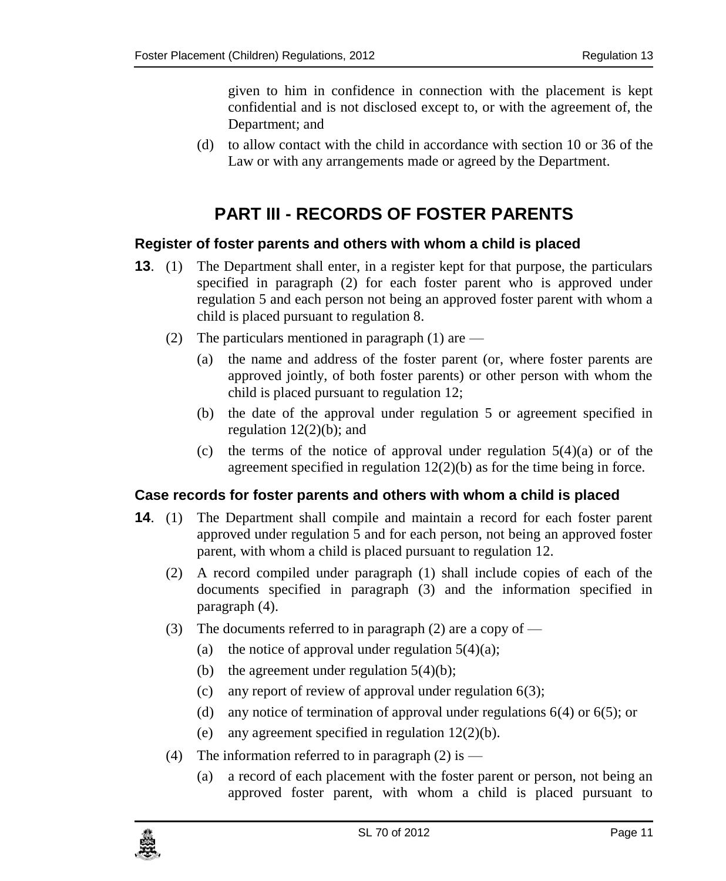given to him in confidence in connection with the placement is kept confidential and is not disclosed except to, or with the agreement of, the Department; and

(d) to allow contact with the child in accordance with section 10 or 36 of the Law or with any arrangements made or agreed by the Department.

# PART III - RECORDS OF FOSTER PARENTS

### Register of foster parents and others with whom a child is placed

**13**. (1) The Department shall enter, in a register kept for that purpose, the particulars specified in paragraph (2) for each foster parent who is approved under regulation 5 and each person not being an approved foster parent with whom a child is placed pursuant to regulation 8.

(2) The particulars mentioned in paragraph (1) are —

(a) the name and address of the foster parent (or, where foster parents are approved jointly, of both foster parents) or other person with whom the child is placed pursuant to regulation 12;

(b) the date of the approval under regulation 5 or agreement specified in regulation 12(2)(b); and

(c) the terms of the notice of approval under regulation 5(4)(a) or of the agreement specified in regulation 12(2)(b) as for the time being in force.

### Case records for foster parents and others with whom a child is placed

**14**. (1) The Department shall compile and maintain a record for each foster parent approved under regulation 5 and for each person, not being an approved foster parent, with whom a child is placed pursuant to regulation 12.

(2) A record compiled under paragraph (1) shall include copies of each of the documents specified in paragraph (3) and the information specified in paragraph (4).

(3) The documents referred to in paragraph (2) are a copy of —

(a) the notice of approval under regulation 5(4)(a);

(b) the agreement under regulation 5(4)(b);

(c) any report of review of approval under regulation 6(3);

(d) any notice of termination of approval under regulations 6(4) or 6(5); or

(e) any agreement specified in regulation 12(2)(b).

(4) The information referred to in paragraph (2) is —

(a) a record of each placement with the foster parent or person, not being an approved foster parent, with whom a child is placed pursuant to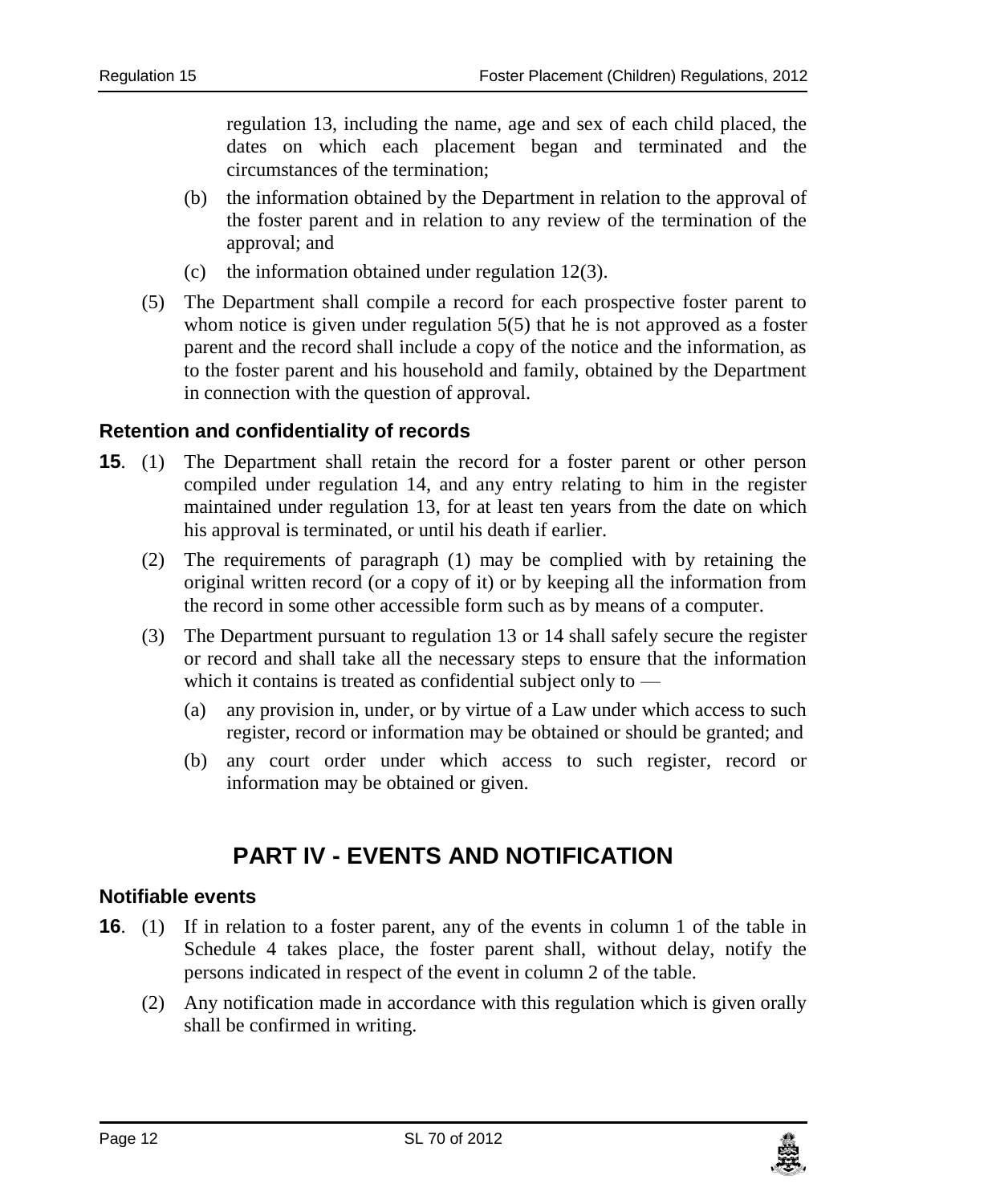regulation 13, including the name, age and sex of each child placed, the dates on which each placement began and terminated and the circumstances of the termination;

(b) the information obtained by the Department in relation to the approval of the foster parent and in relation to any review of the termination of the approval; and

(c) the information obtained under regulation 12(3).

(5) The Department shall compile a record for each prospective foster parent to whom notice is given under regulation 5(5) that he is not approved as a foster parent and the record shall include a copy of the notice and the information, as to the foster parent and his household and family, obtained by the Department in connection with the question of approval.

### Retention and confidentiality of records

**15**. (1) The Department shall retain the record for a foster parent or other person compiled under regulation 14, and any entry relating to him in the register maintained under regulation 13, for at least ten years from the date on which his approval is terminated, or until his death if earlier.

(2) The requirements of paragraph (1) may be complied with by retaining the original written record (or a copy of it) or by keeping all the information from the record in some other accessible form such as by means of a computer.

(3) The Department pursuant to regulation 13 or 14 shall safely secure the register or record and shall take all the necessary steps to ensure that the information which it contains is treated as confidential subject only to —

(a) any provision in, under, or by virtue of a Law under which access to such register, record or information may be obtained or should be granted; and

(b) any court order under which access to such register, record or information may be obtained or given.

## PART IV - EVENTS AND NOTIFICATION

### Notifiable events

**16**. (1) If in relation to a foster parent, any of the events in column 1 of the table in Schedule 4 takes place, the foster parent shall, without delay, notify the persons indicated in respect of the event in column 2 of the table.

(2) Any notification made in accordance with this regulation which is given orally shall be confirmed in writing.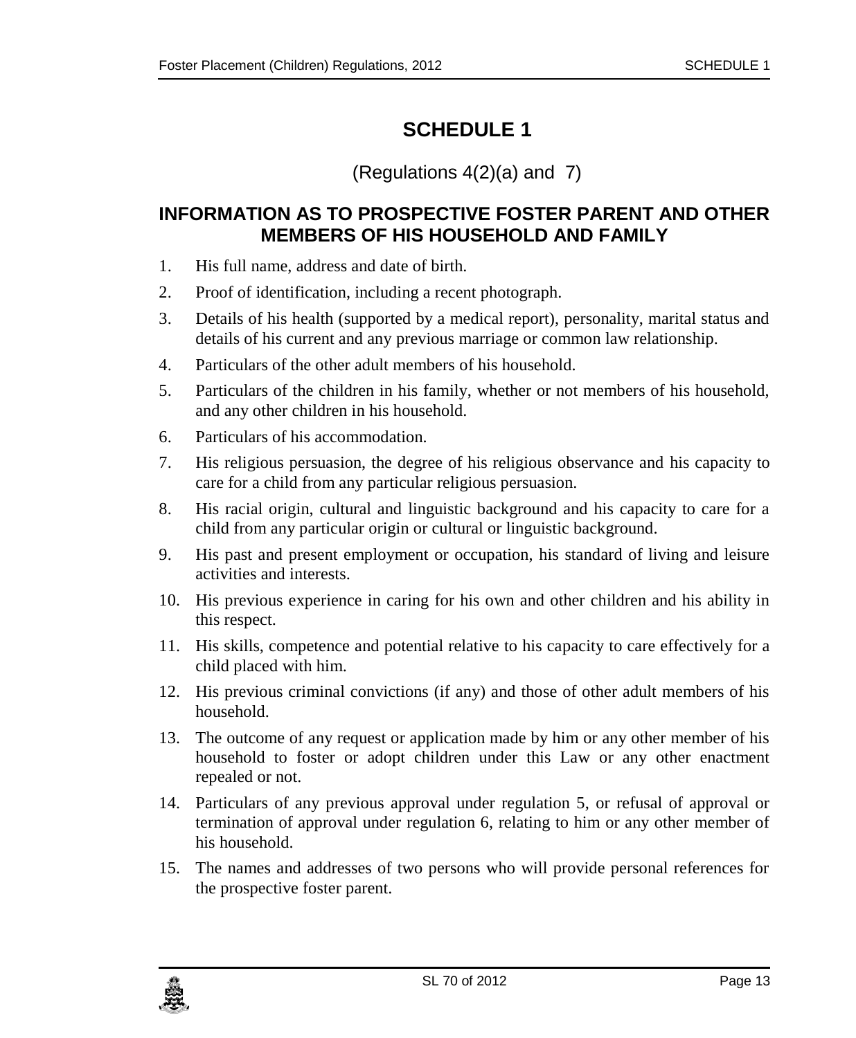# SCHEDULE 1

(Regulations 4(2)(a) and 7)

## INFORMATION AS TO PROSPECTIVE FOSTER PARENT AND OTHER MEMBERS OF HIS HOUSEHOLD AND FAMILY

1. His full name, address and date of birth.
2. Proof of identification, including a recent photograph.
3. Details of his health (supported by a medical report), personality, marital status and details of his current and any previous marriage or common law relationship.
4. Particulars of the other adult members of his household.
5. Particulars of the children in his family, whether or not members of his household, and any other children in his household.
6. Particulars of his accommodation.
7. His religious persuasion, the degree of his religious observance and his capacity to care for a child from any particular religious persuasion.
8. His racial origin, cultural and linguistic background and his capacity to care for a child from any particular origin or cultural or linguistic background.
9. His past and present employment or occupation, his standard of living and leisure activities and interests.
10. His previous experience in caring for his own and other children and his ability in this respect.
11. His skills, competence and potential relative to his capacity to care effectively for a child placed with him.
12. His previous criminal convictions (if any) and those of other adult members of his household.
13. The outcome of any request or application made by him or any other member of his household to foster or adopt children under this Law or any other enactment repealed or not.
14. Particulars of any previous approval under regulation 5, or refusal of approval or termination of approval under regulation 6, relating to him or any other member of his household.
15. The names and addresses of two persons who will provide personal references for the prospective foster parent.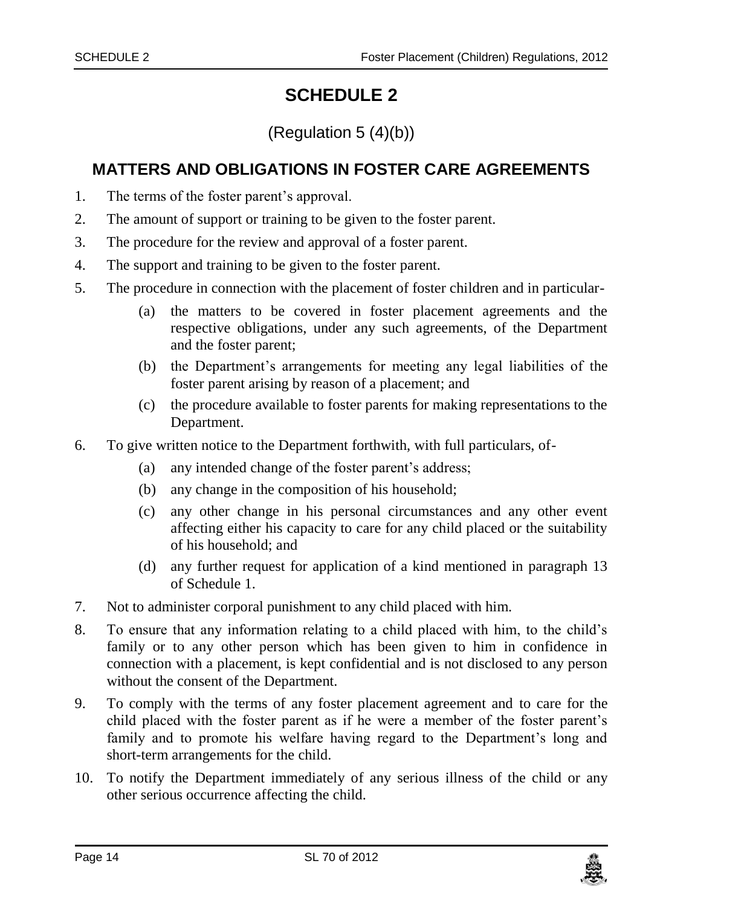# SCHEDULE 2

(Regulation 5 (4)(b))

## MATTERS AND OBLIGATIONS IN FOSTER CARE AGREEMENTS

1. The terms of the foster parent's approval.
2. The amount of support or training to be given to the foster parent.
3. The procedure for the review and approval of a foster parent.
4. The support and training to be given to the foster parent.
5. The procedure in connection with the placement of foster children and in particular-
   - (a) the matters to be covered in foster placement agreements and the respective obligations, under any such agreements, of the Department and the foster parent;
   - (b) the Department's arrangements for meeting any legal liabilities of the foster parent arising by reason of a placement; and
   - (c) the procedure available to foster parents for making representations to the Department.
6. To give written notice to the Department forthwith, with full particulars, of-
   - (a) any intended change of the foster parent's address;
   - (b) any change in the composition of his household;
   - (c) any other change in his personal circumstances and any other event affecting either his capacity to care for any child placed or the suitability of his household; and
   - (d) any further request for application of a kind mentioned in paragraph 13 of Schedule 1.
7. Not to administer corporal punishment to any child placed with him.
8. To ensure that any information relating to a child placed with him, to the child's family or to any other person which has been given to him in confidence in connection with a placement, is kept confidential and is not disclosed to any person without the consent of the Department.
9. To comply with the terms of any foster placement agreement and to care for the child placed with the foster parent as if he were a member of the foster parent's family and to promote his welfare having regard to the Department's long and short-term arrangements for the child.
10. To notify the Department immediately of any serious illness of the child or any other serious occurrence affecting the child.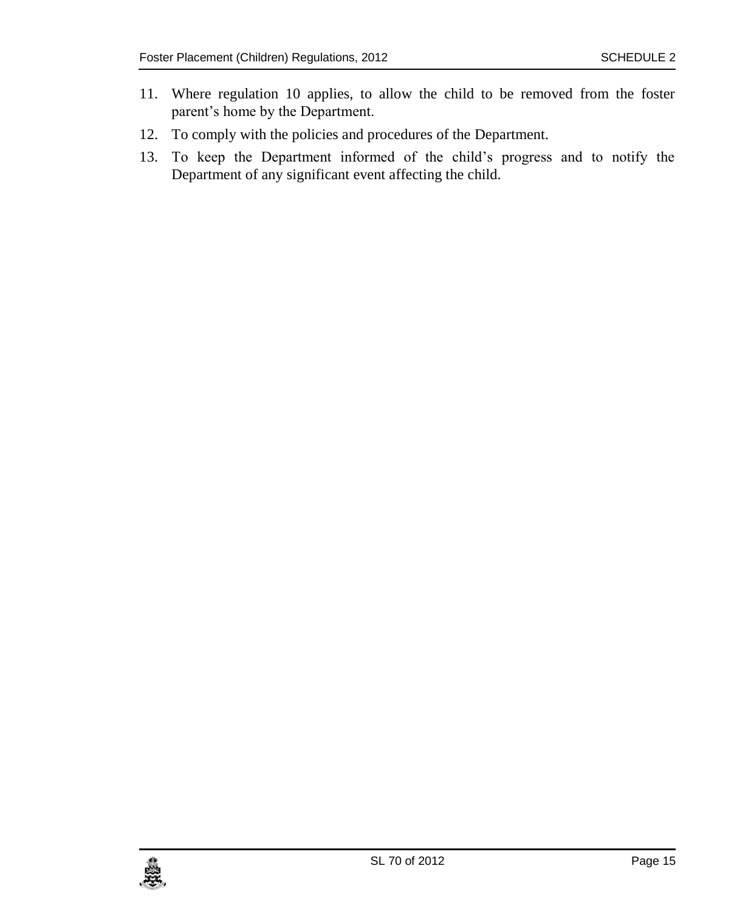11. Where regulation 10 applies, to allow the child to be removed from the foster parent's home by the Department.
12. To comply with the policies and procedures of the Department.
13. To keep the Department informed of the child's progress and to notify the Department of any significant event affecting the child.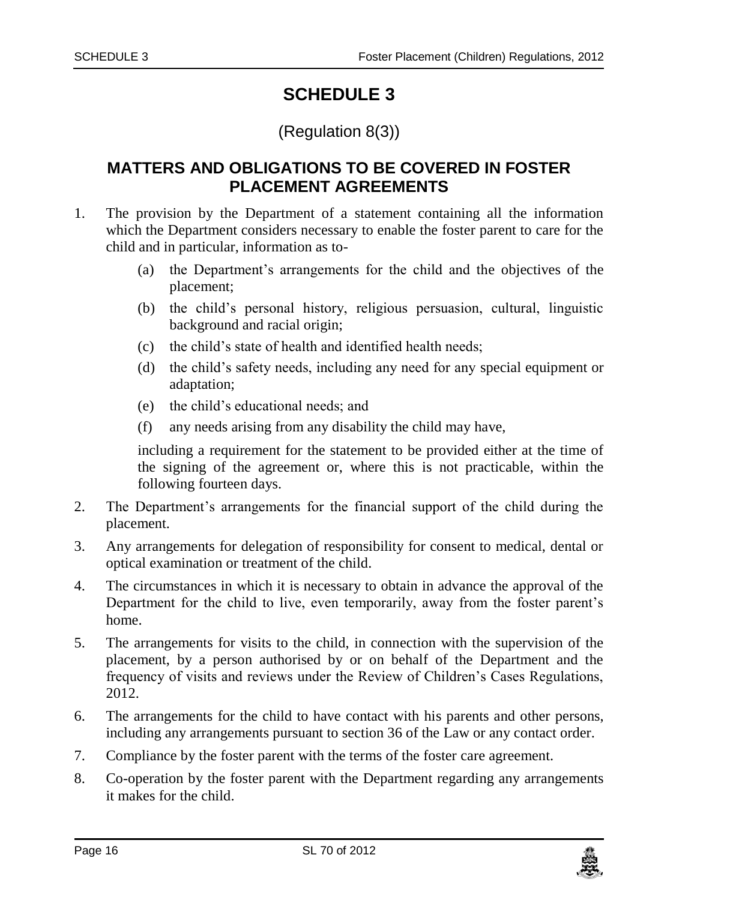# SCHEDULE 3

(Regulation 8(3))

## MATTERS AND OBLIGATIONS TO BE COVERED IN FOSTER PLACEMENT AGREEMENTS

1. The provision by the Department of a statement containing all the information which the Department considers necessary to enable the foster parent to care for the child and in particular, information as to-

   (a) the Department's arrangements for the child and the objectives of the placement;

   (b) the child's personal history, religious persuasion, cultural, linguistic background and racial origin;

   (c) the child's state of health and identified health needs;

   (d) the child's safety needs, including any need for any special equipment or adaptation;

   (e) the child's educational needs; and

   (f) any needs arising from any disability the child may have,

   including a requirement for the statement to be provided either at the time of the signing of the agreement or, where this is not practicable, within the following fourteen days.

2. The Department's arrangements for the financial support of the child during the placement.

3. Any arrangements for delegation of responsibility for consent to medical, dental or optical examination or treatment of the child.

4. The circumstances in which it is necessary to obtain in advance the approval of the Department for the child to live, even temporarily, away from the foster parent's home.

5. The arrangements for visits to the child, in connection with the supervision of the placement, by a person authorised by or on behalf of the Department and the frequency of visits and reviews under the Review of Children's Cases Regulations, 2012.

6. The arrangements for the child to have contact with his parents and other persons, including any arrangements pursuant to section 36 of the Law or any contact order.

7. Compliance by the foster parent with the terms of the foster care agreement.

8. Co-operation by the foster parent with the Department regarding any arrangements it makes for the child.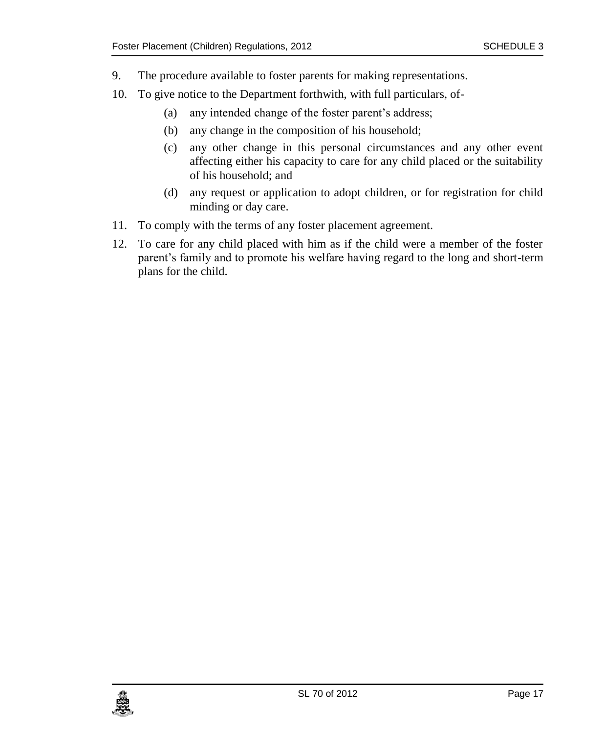9. The procedure available to foster parents for making representations.

10. To give notice to the Department forthwith, with full particulars, of-

    (a) any intended change of the foster parent's address;

    (b) any change in the composition of his household;

    (c) any other change in this personal circumstances and any other event affecting either his capacity to care for any child placed or the suitability of his household; and

    (d) any request or application to adopt children, or for registration for child minding or day care.

11. To comply with the terms of any foster placement agreement.

12. To care for any child placed with him as if the child were a member of the foster parent's family and to promote his welfare having regard to the long and short-term plans for the child.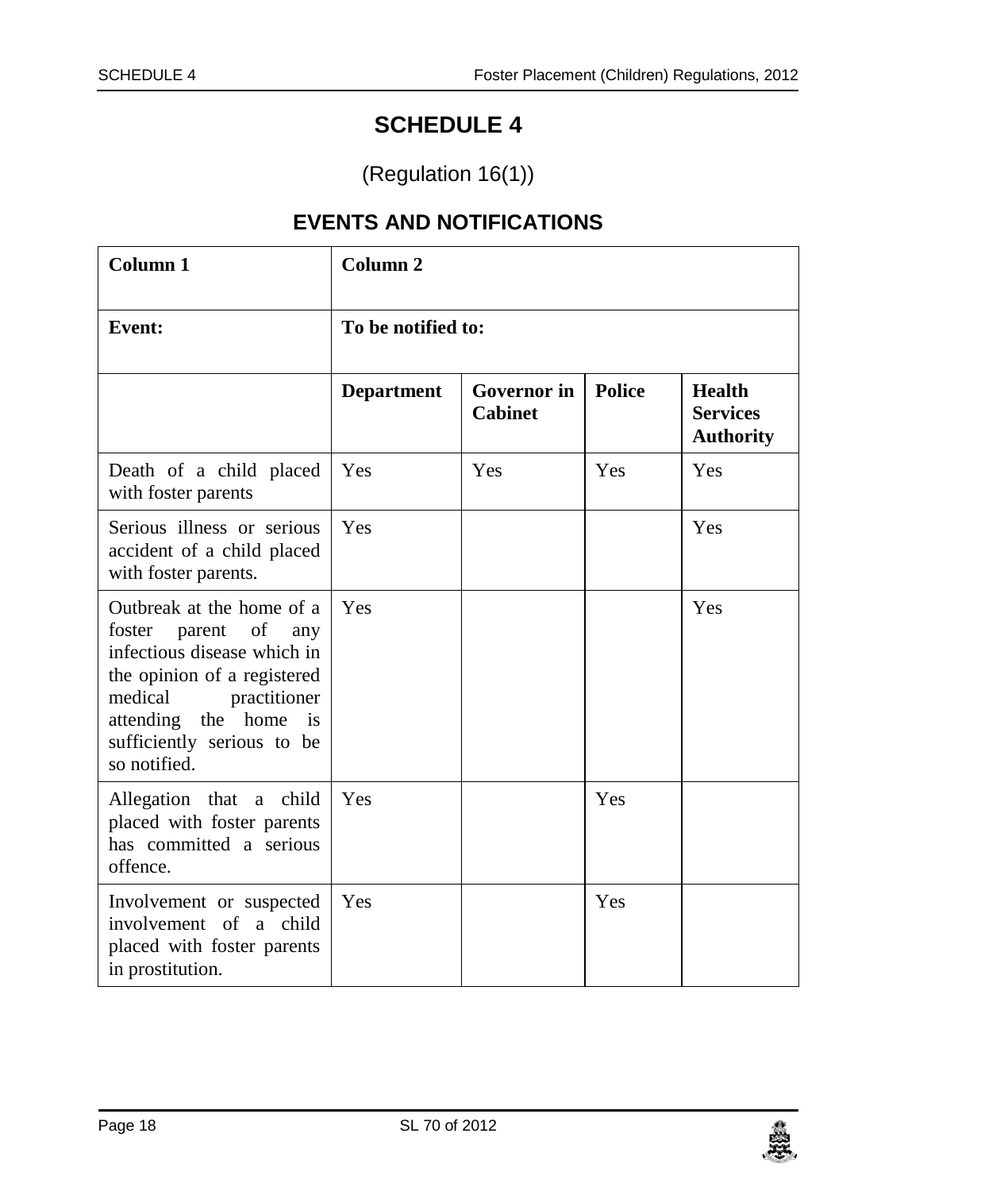# SCHEDULE 4

(Regulation 16(1))

## EVENTS AND NOTIFICATIONS

| Column 1 | Column 2 | | | |
|---|---|---|---|---|
| **Event:** | **To be notified to:** | | | |
| | **Department** | **Governor in Cabinet** | **Police** | **Health Services Authority** |
| Death of a child placed with foster parents | Yes | Yes | Yes | Yes |
| Serious illness or serious accident of a child placed with foster parents. | Yes | | | Yes |
| Outbreak at the home of a foster parent of any infectious disease which in the opinion of a registered medical practitioner attending the home is sufficiently serious to be so notified. | Yes | | | Yes |
| Allegation that a child placed with foster parents has committed a serious offence. | Yes | | Yes | |
| Involvement or suspected involvement of a child placed with foster parents in prostitution. | Yes | | Yes | |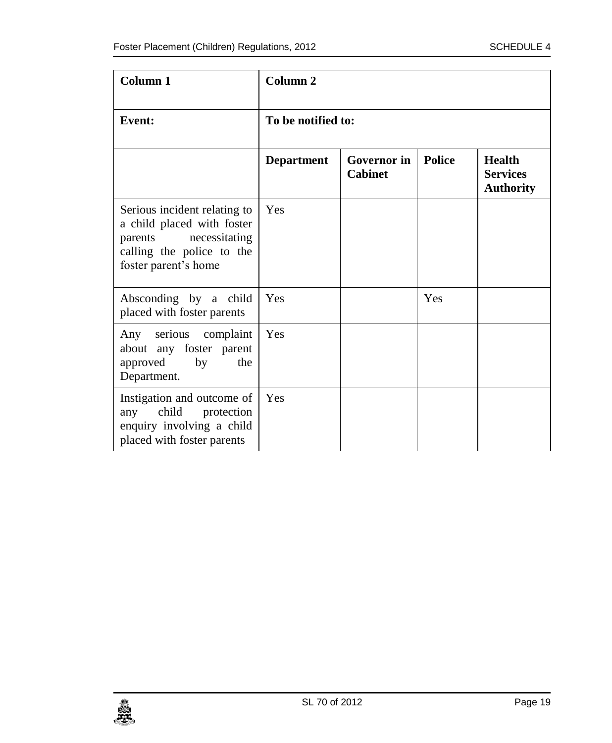| Column 1 | Column 2 | | | |
|---|---|---|---|---|
| **Event:** | **To be notified to:** | | | |
| | **Department** | **Governor in Cabinet** | **Police** | **Health Services Authority** |
| Serious incident relating to a child placed with foster parents necessitating calling the police to the foster parent's home | Yes | | | |
| Absconding by a child placed with foster parents | Yes | | Yes | |
| Any serious complaint about any foster parent approved by the Department. | Yes | | | |
| Instigation and outcome of any child protection enquiry involving a child placed with foster parents | Yes | | | |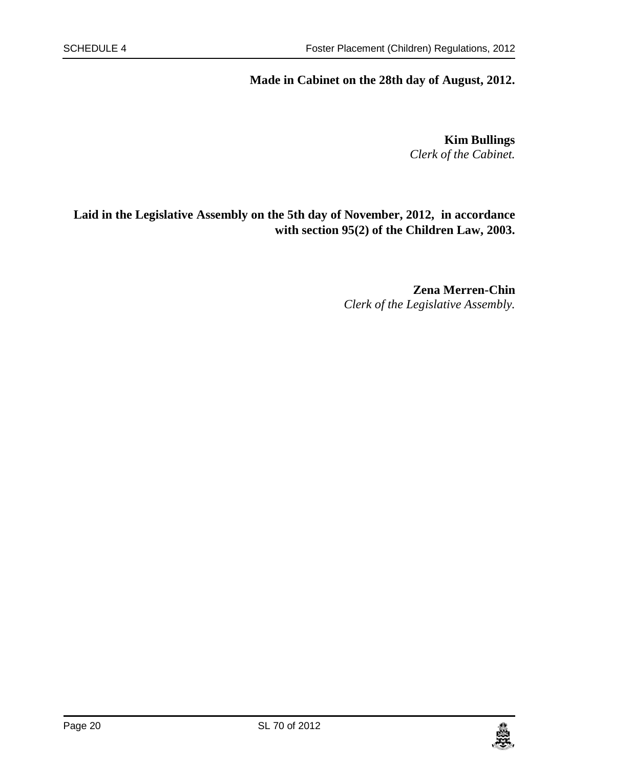**Made in Cabinet on the 28th day of August, 2012.**

**Kim Bullings**
*Clerk of the Cabinet.*

**Laid in the Legislative Assembly on the 5th day of November, 2012, in accordance with section 95(2) of the Children Law, 2003.**

**Zena Merren-Chin**
*Clerk of the Legislative Assembly.*